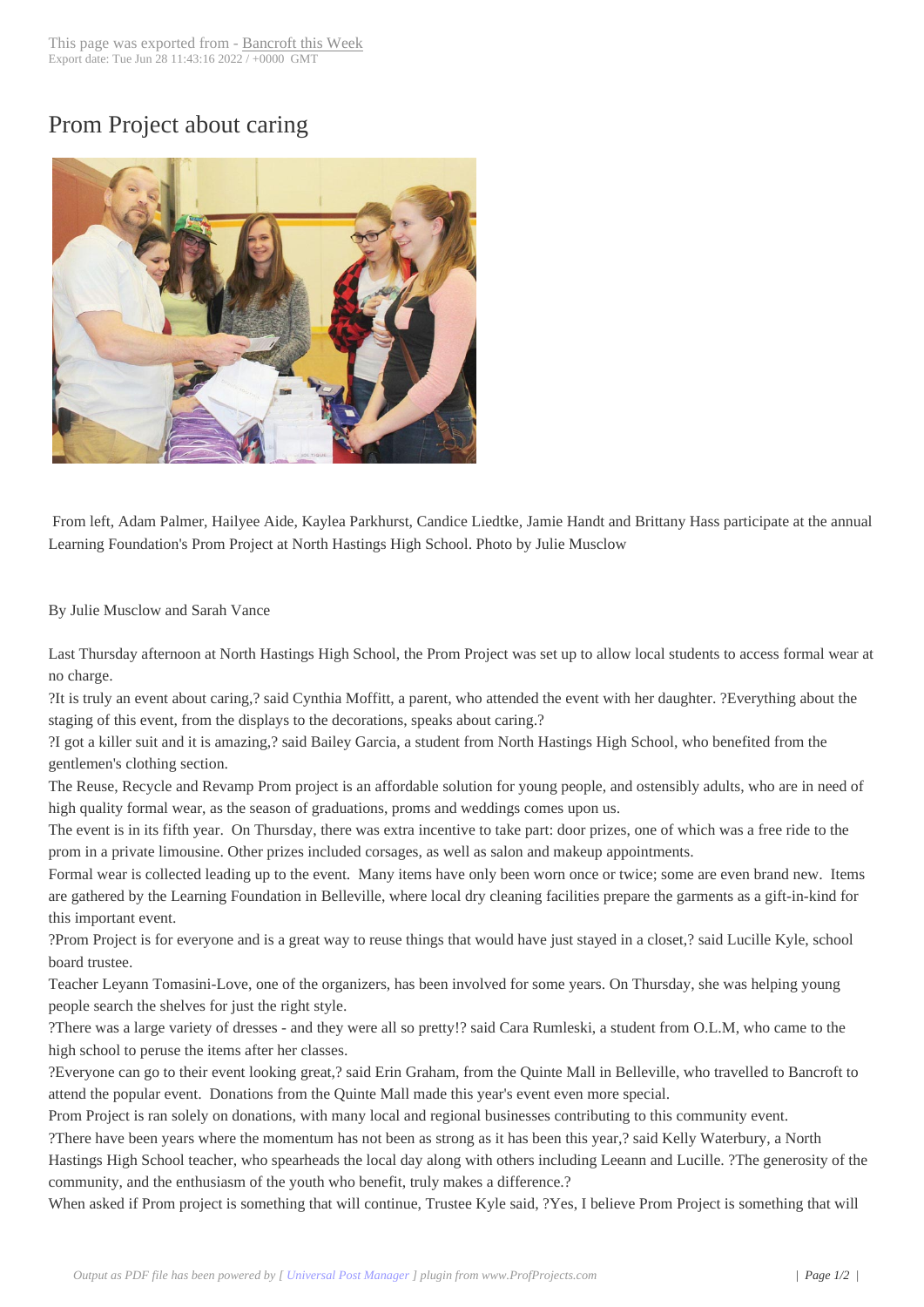# Prom Project about caring

From left, Adam Palmer, Hailyee Aide, Kaylea Parkhurst, Candice Liedtke, Jamie Handt and Brittany Hass participate at the annual Learning Foundation's Prom Project at North Hastings High School. Photo by Julie Musclow

By Julie Musclow and Sarah Vance

Last Thursday afternoon at North Hastings High School, the Prom Project was set up to allow local students to access formal wear at no charge.

?It is truly an event about caring,? said Cynthia Moffitt, a parent, who attended the event with her daughter. ?Everything about the staging of this event, from the displays to the decorations, speaks about caring.?

?I got a killer suit and it is amazing,? said Bailey Garcia, a student from North Hastings High School, who benefited from the gentlemen's clothing section.

The Reuse, Recycle and Revamp Prom project is an affordable solution for young people, and ostensibly adults, who are in need of high quality formal wear, as the season of graduations, proms and weddings comes upon us.

The event is in its fifth year. On Thursday, there was extra incentive to take part: door prizes, one of which was a free ride to the prom in a private limousine. Other prizes included corsages, as well as salon and makeup appointments.

Formal wear is collected leading up to the event. Many items have only been worn once or twice; some are even brand new. Items are gathered by the Learning Foundation in Belleville, where local dry cleaning facilities prepare the garments as a gift-in-kind for this important event.

?Prom Project is for everyone and is a great way to reuse things that would have just stayed in a closet,? said Lucille Kyle, school board trustee.

Teacher Leyann Tomasini-Love, one of the organizers, has been involved for some years. On Thursday, she was helping young people search the shelves for just the right style.

?There was a large variety of dresses - and they were all so pretty!? said Cara Rumleski, a student from O.L.M, who came to the high school to peruse the items after her classes.

?Everyone can go to their event looking great,? said Erin Graham, from the Quinte Mall in Belleville, who travelled to Bancroft to attend the popular event. Donations from the Quinte Mall made this year's event even more special.

Prom Project is ran solely on donations, with many local and regional businesses contributing to this community event.

?There have been years where the momentum has not been as strong as it has been this year,? said Kelly Waterbury, a North Hastings High School teacher, who spearheads the local day along with others including Leeann and Lucille. ?The generosity of the community, and the enthusiasm of the youth who benefit, truly makes a difference.?

When asked if Prom project is something that will continue, Trustee Kyle said, ?Yes, I believe Prom Project is something that will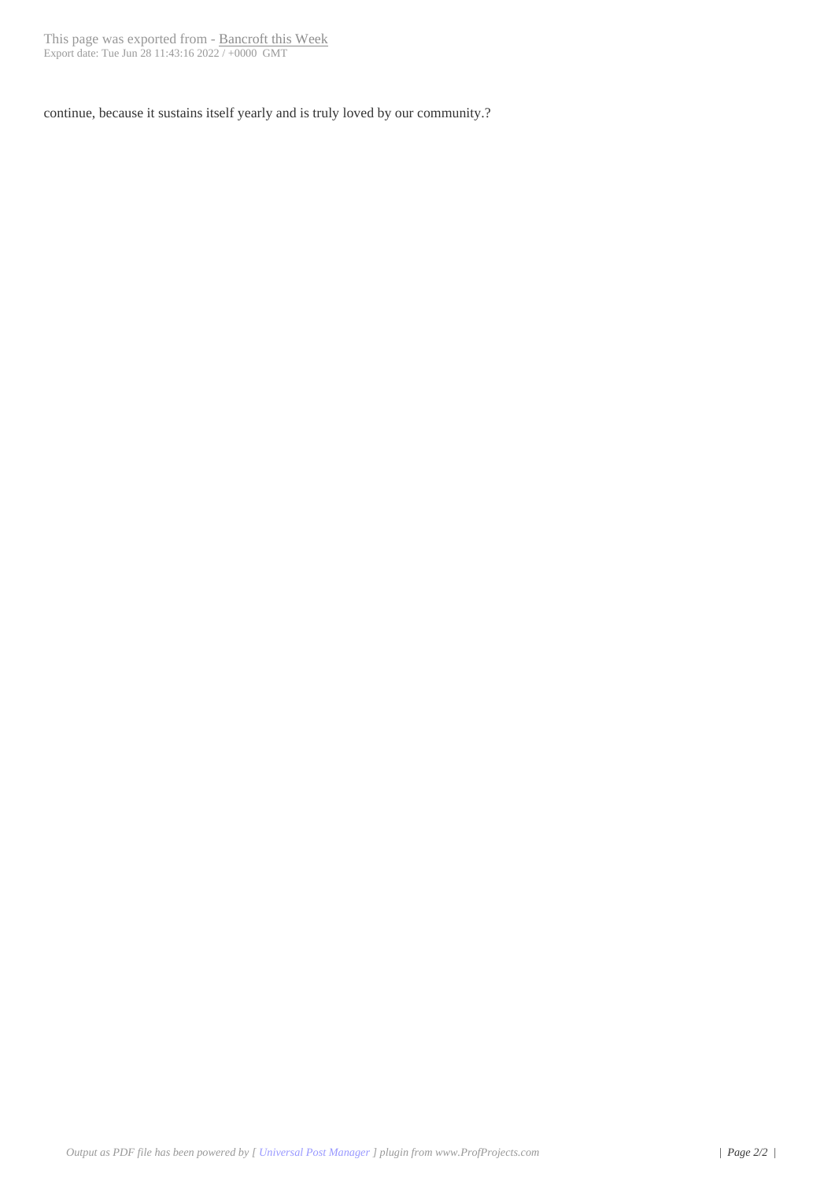continue, because it sustains itself yearly and is truly loved by our community.?